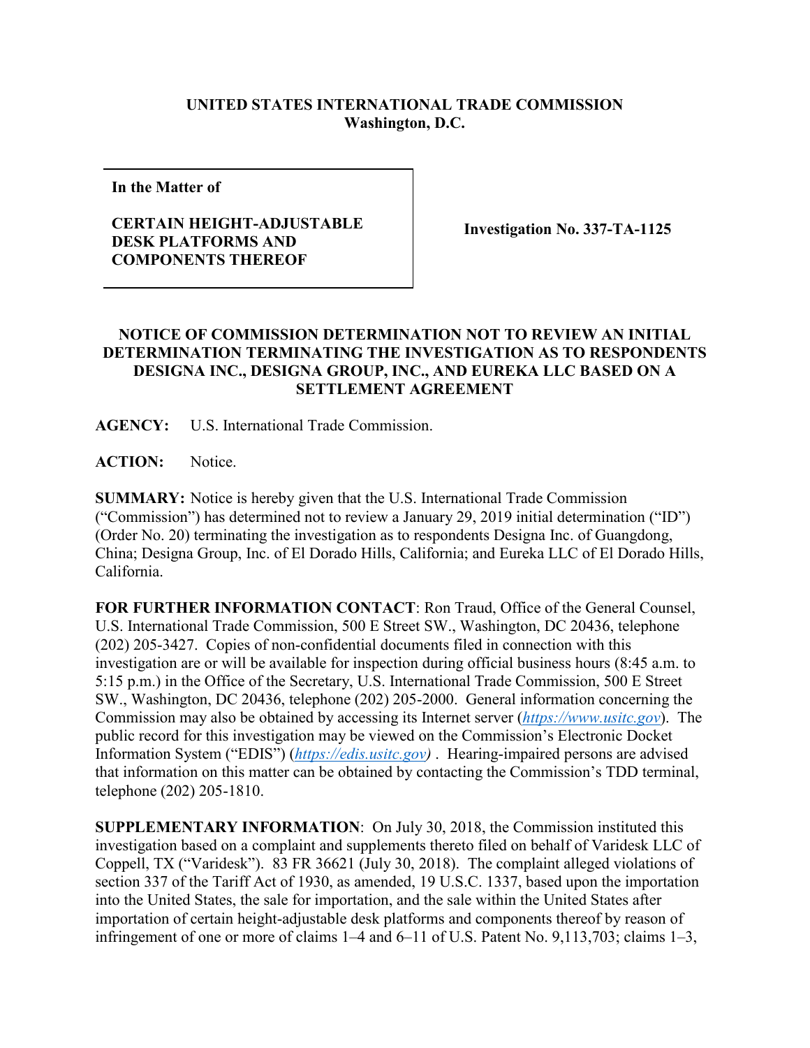**UNITED STATES INTERNATIONAL TRADE COMMISSION**
**Washington, D.C.**

| In the Matter of<br><br>**CERTAIN HEIGHT-ADJUSTABLE DESK PLATFORMS AND COMPONENTS THEREOF** | **Investigation No. 337-TA-1125** |
|---|---|

**NOTICE OF COMMISSION DETERMINATION NOT TO REVIEW AN INITIAL DETERMINATION TERMINATING THE INVESTIGATION AS TO RESPONDENTS DESIGNA INC., DESIGNA GROUP, INC., AND EUREKA LLC BASED ON A SETTLEMENT AGREEMENT**

**AGENCY:** U.S. International Trade Commission.

**ACTION:** Notice.

**SUMMARY:** Notice is hereby given that the U.S. International Trade Commission ("Commission") has determined not to review a January 29, 2019 initial determination ("ID") (Order No. 20) terminating the investigation as to respondents Designa Inc. of Guangdong, China; Designa Group, Inc. of El Dorado Hills, California; and Eureka LLC of El Dorado Hills, California.

**FOR FURTHER INFORMATION CONTACT**: Ron Traud, Office of the General Counsel, U.S. International Trade Commission, 500 E Street SW., Washington, DC 20436, telephone (202) 205-3427. Copies of non-confidential documents filed in connection with this investigation are or will be available for inspection during official business hours (8:45 a.m. to 5:15 p.m.) in the Office of the Secretary, U.S. International Trade Commission, 500 E Street SW., Washington, DC 20436, telephone (202) 205-2000. General information concerning the Commission may also be obtained by accessing its Internet server (*https://www.usitc.gov*). The public record for this investigation may be viewed on the Commission's Electronic Docket Information System ("EDIS") (*https://edis.usitc.gov)* . Hearing-impaired persons are advised that information on this matter can be obtained by contacting the Commission's TDD terminal, telephone (202) 205-1810.

**SUPPLEMENTARY INFORMATION**: On July 30, 2018, the Commission instituted this investigation based on a complaint and supplements thereto filed on behalf of Varidesk LLC of Coppell, TX ("Varidesk"). 83 FR 36621 (July 30, 2018). The complaint alleged violations of section 337 of the Tariff Act of 1930, as amended, 19 U.S.C. 1337, based upon the importation into the United States, the sale for importation, and the sale within the United States after importation of certain height-adjustable desk platforms and components thereof by reason of infringement of one or more of claims 1–4 and 6–11 of U.S. Patent No. 9,113,703; claims 1–3,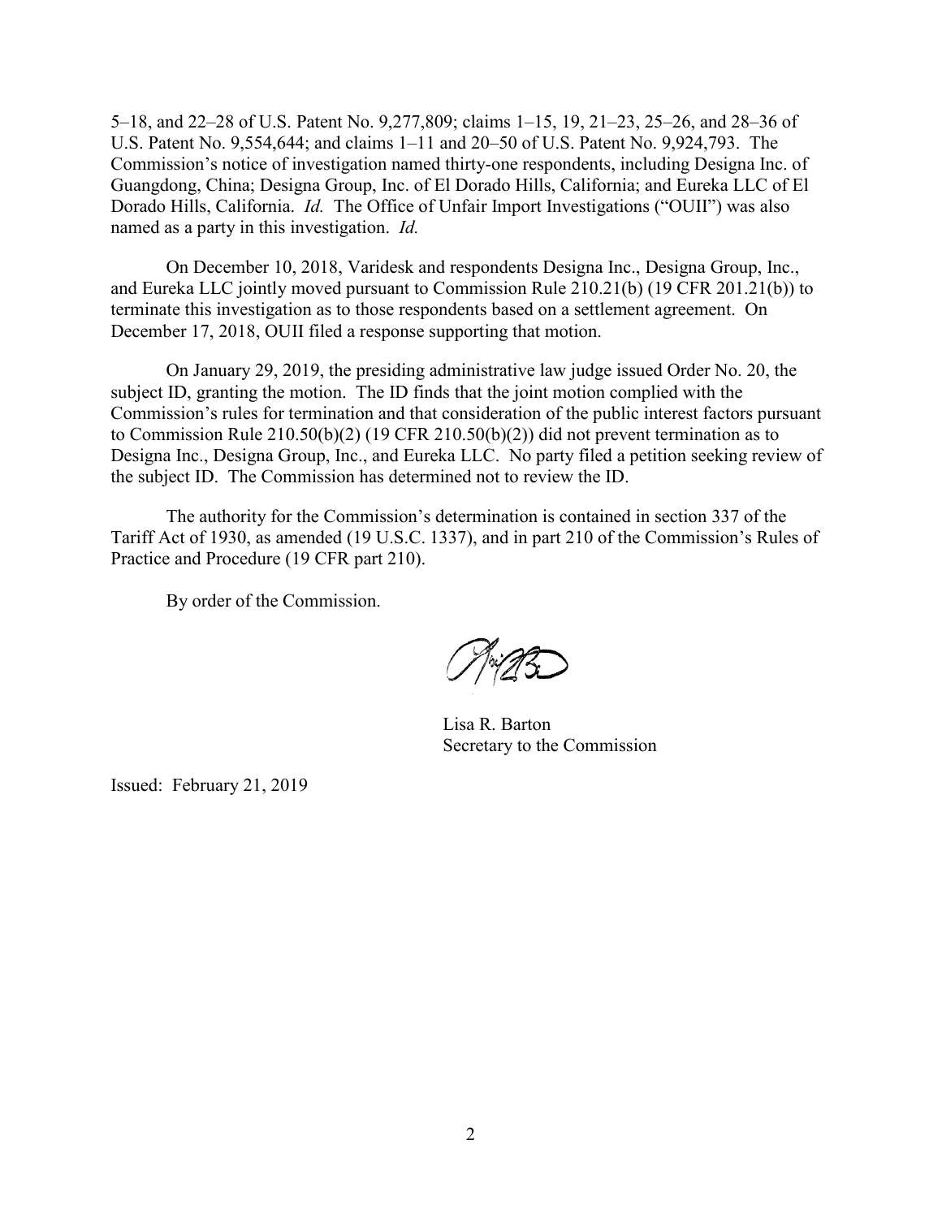5–18, and 22–28 of U.S. Patent No. 9,277,809; claims 1–15, 19, 21–23, 25–26, and 28–36 of U.S. Patent No. 9,554,644; and claims 1–11 and 20–50 of U.S. Patent No. 9,924,793. The Commission's notice of investigation named thirty-one respondents, including Designa Inc. of Guangdong, China; Designa Group, Inc. of El Dorado Hills, California; and Eureka LLC of El Dorado Hills, California. *Id.* The Office of Unfair Import Investigations ("OUII") was also named as a party in this investigation. *Id.*

On December 10, 2018, Varidesk and respondents Designa Inc., Designa Group, Inc., and Eureka LLC jointly moved pursuant to Commission Rule 210.21(b) (19 CFR 201.21(b)) to terminate this investigation as to those respondents based on a settlement agreement. On December 17, 2018, OUII filed a response supporting that motion.

On January 29, 2019, the presiding administrative law judge issued Order No. 20, the subject ID, granting the motion. The ID finds that the joint motion complied with the Commission's rules for termination and that consideration of the public interest factors pursuant to Commission Rule 210.50(b)(2) (19 CFR 210.50(b)(2)) did not prevent termination as to Designa Inc., Designa Group, Inc., and Eureka LLC. No party filed a petition seeking review of the subject ID. The Commission has determined not to review the ID.

The authority for the Commission's determination is contained in section 337 of the Tariff Act of 1930, as amended (19 U.S.C. 1337), and in part 210 of the Commission's Rules of Practice and Procedure (19 CFR part 210).

By order of the Commission.

Lisa R. Barton
Secretary to the Commission

Issued: February 21, 2019